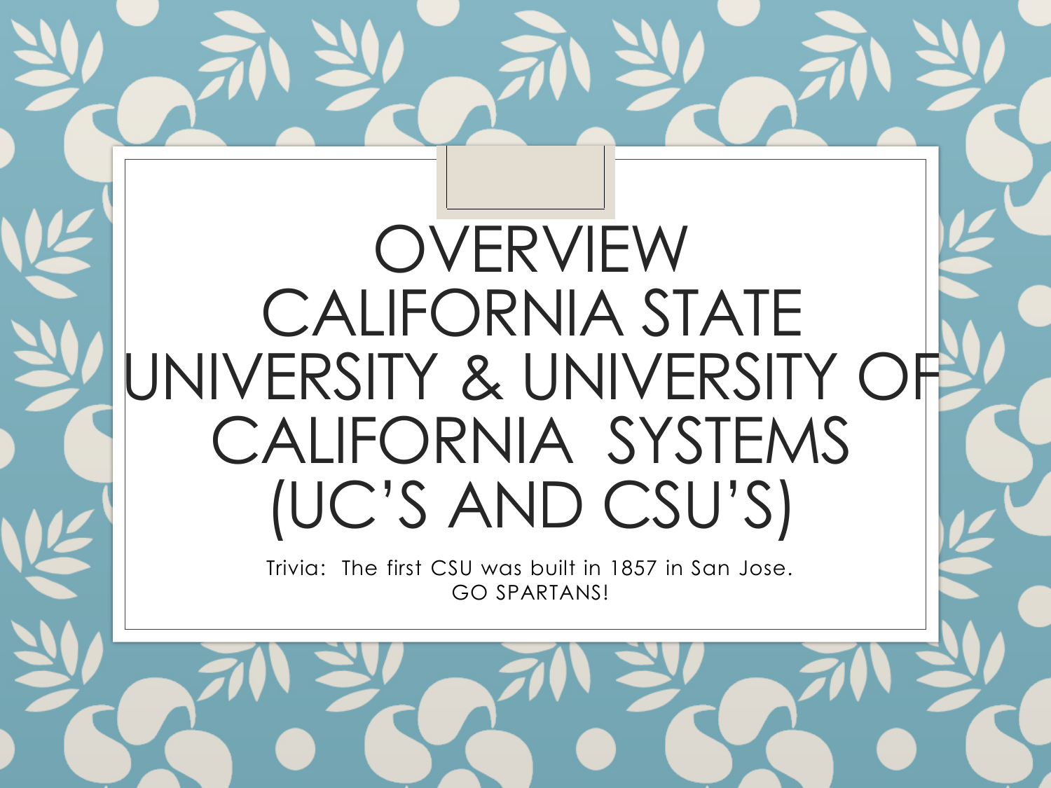# OVERVIEW CALIFORNIA STATE UNIVERSITY & UNIVERSITY OF CALIFORNIA SYSTEMS (UC'S AND CSU'S)

Trivia: The first CSU was built in 1857 in San Jose.
GO SPARTANS!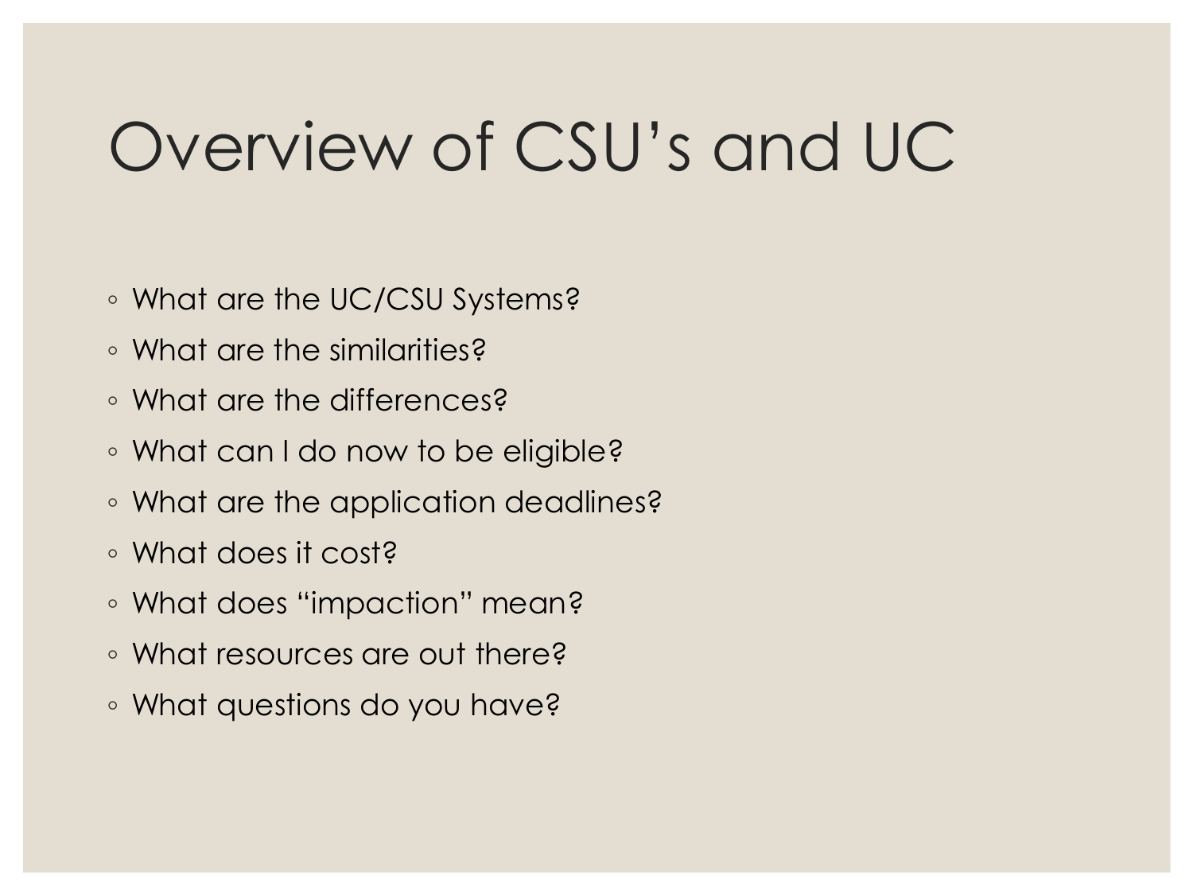# Overview of CSU's and UC

- What are the UC/CSU Systems?
- What are the similarities?
- What are the differences?
- What can I do now to be eligible?
- What are the application deadlines?
- What does it cost?
- What does "impaction" mean?
- What resources are out there?
- What questions do you have?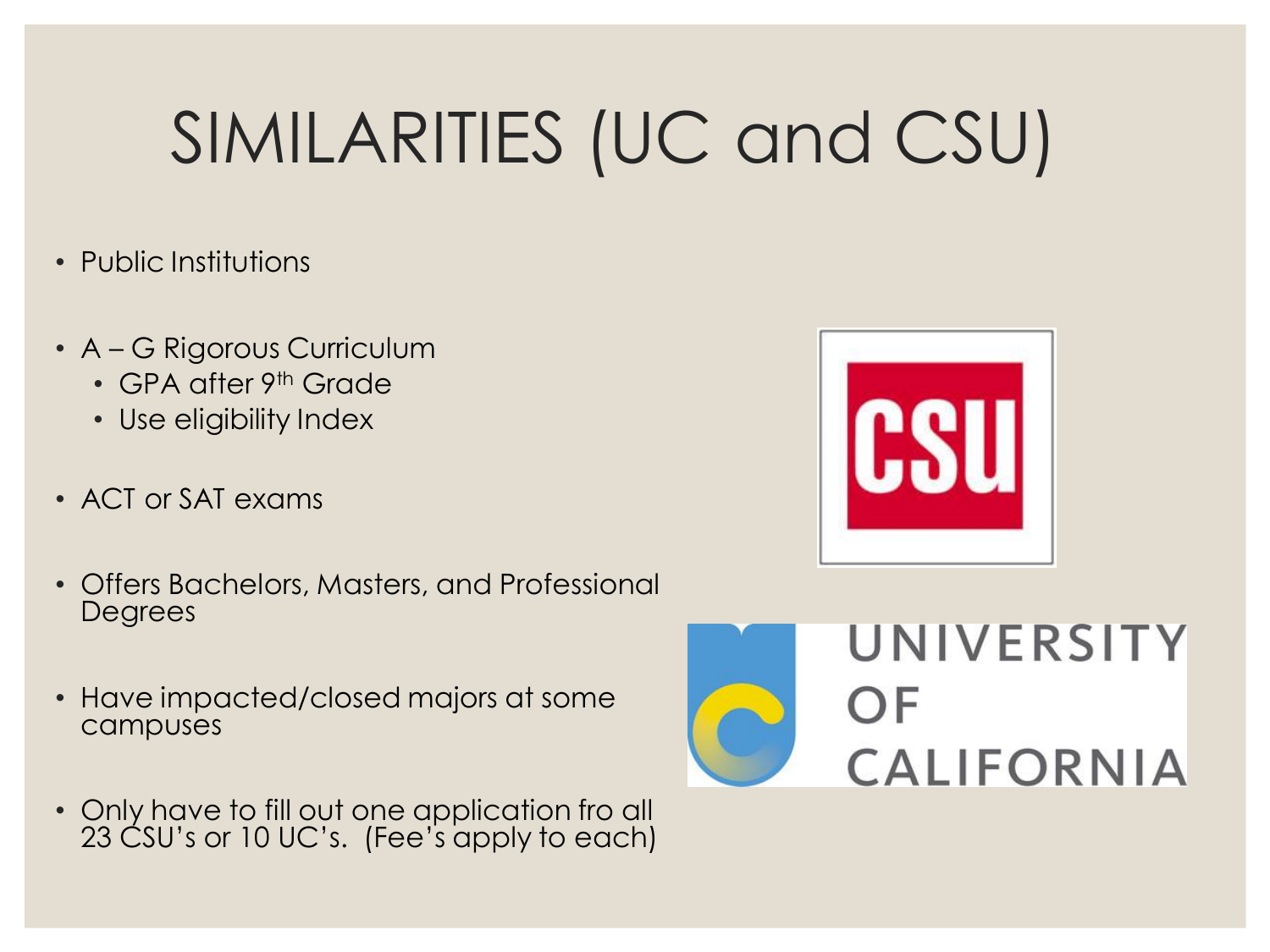# SIMILARITIES (UC and CSU)

- Public Institutions
- A – G Rigorous Curriculum
  - GPA after 9th Grade
  - Use eligibility Index
- ACT or SAT exams
- Offers Bachelors, Masters, and Professional Degrees
- Have impacted/closed majors at some campuses
- Only have to fill out one application fro all 23 CSU's or 10 UC's. (Fee's apply to each)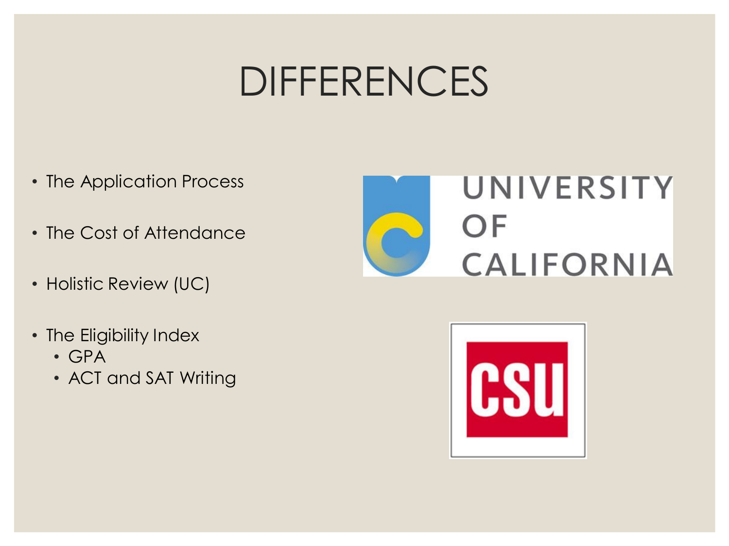# DIFFERENCES

- The Application Process
- The Cost of Attendance
- Holistic Review (UC)
- The Eligibility Index
  - GPA
  - ACT and SAT Writing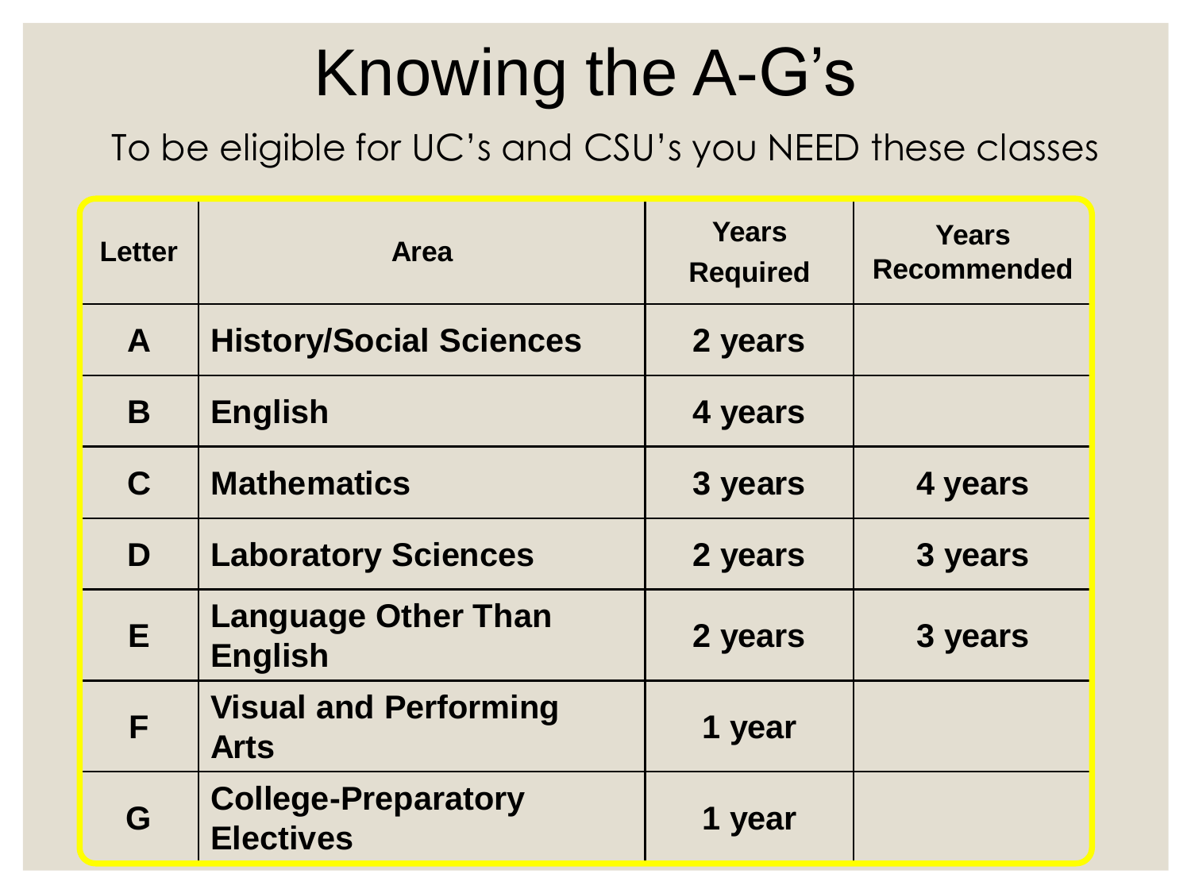# Knowing the A-G's

To be eligible for UC's and CSU's you NEED these classes

| Letter | Area | Years Required | Years Recommended |
| --- | --- | --- | --- |
| **A** | **History/Social Sciences** | **2 years** | |
| **B** | **English** | **4 years** | |
| **C** | **Mathematics** | **3 years** | **4 years** |
| **D** | **Laboratory Sciences** | **2 years** | **3 years** |
| **E** | **Language Other Than English** | **2 years** | **3 years** |
| **F** | **Visual and Performing Arts** | **1 year** | |
| **G** | **College-Preparatory Electives** | **1 year** | |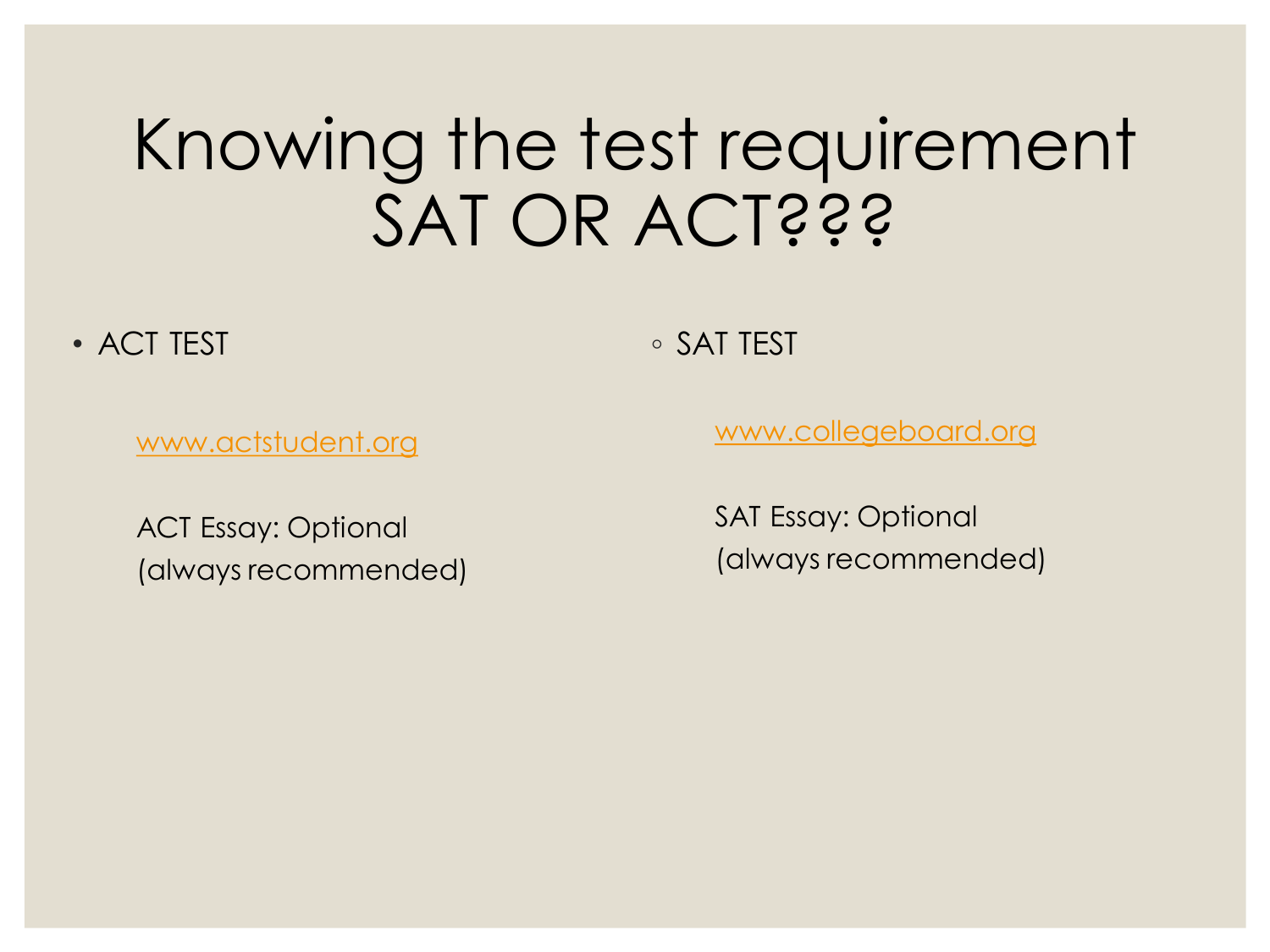# Knowing the test requirement SAT OR ACT???

- ACT TEST

  www.actstudent.org

  ACT Essay: Optional (always recommended)

- SAT TEST

  www.collegeboard.org

  SAT Essay: Optional (always recommended)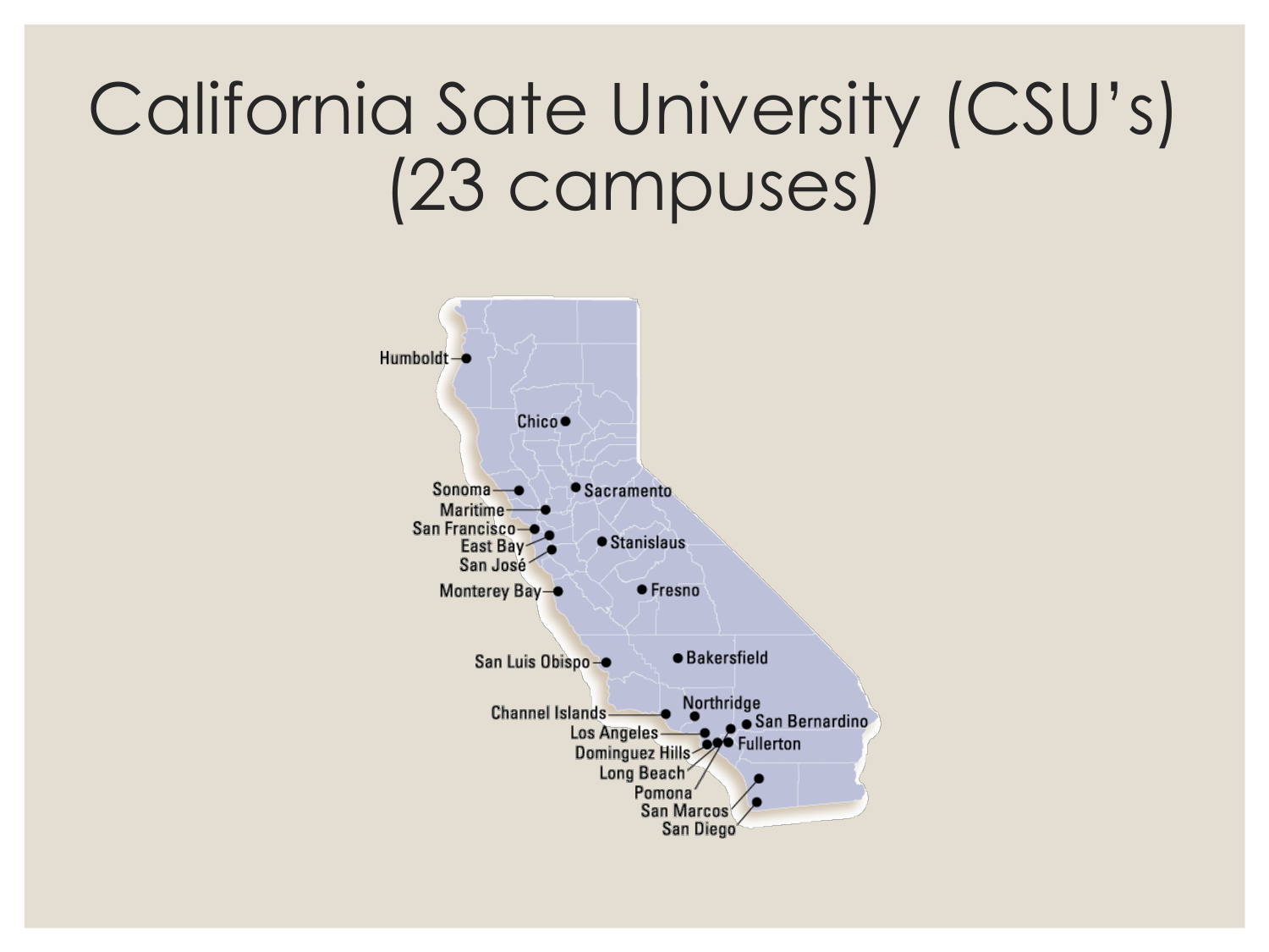# California Sate University (CSU's) (23 campuses)

Humboldt

Chico

Sonoma

Sacramento

Maritime

San Francisco

East Bay

San José

Stanislaus

Monterey Bay

Fresno

San Luis Obispo

Bakersfield

Channel Islands

Northridge

San Bernardino

Los Angeles

Fullerton

Dominguez Hills

Long Beach

Pomona

San Marcos

San Diego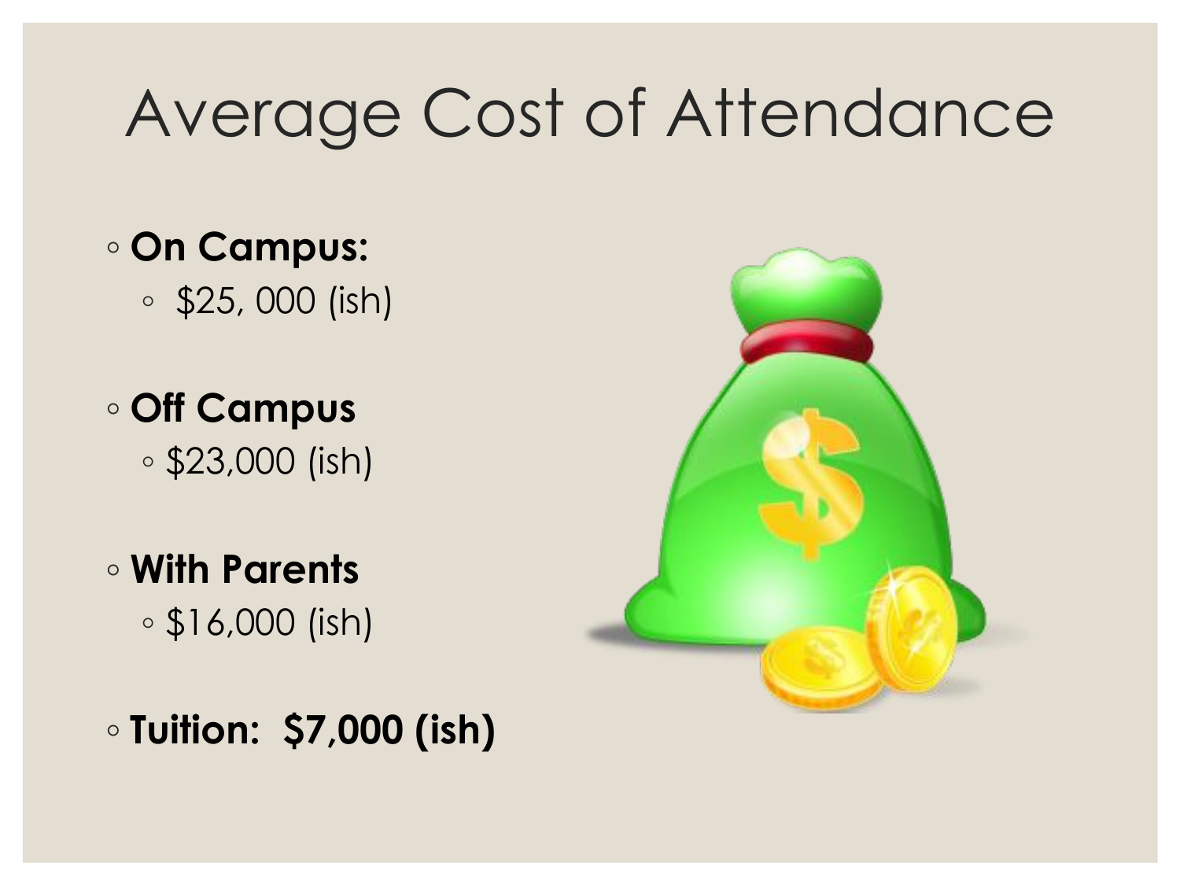# Average Cost of Attendance

- **On Campus:**
  - $25, 000 (ish)
- **Off Campus**
  - $23,000 (ish)
- **With Parents**
  - $16,000 (ish)
- **Tuition: $7,000 (ish)**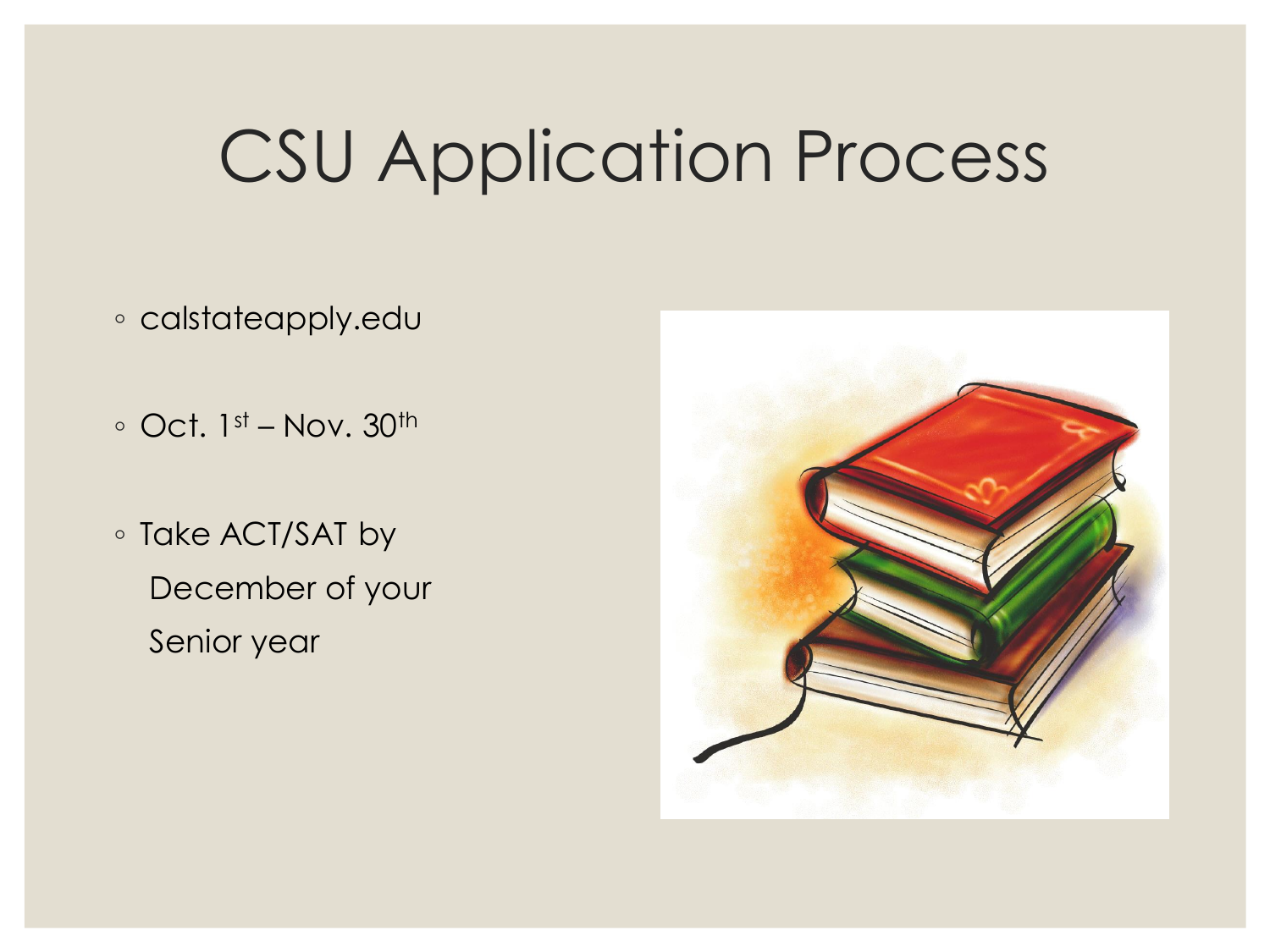# CSU Application Process

- calstateapply.edu
- Oct. 1st – Nov. 30th
- Take ACT/SAT by December of your Senior year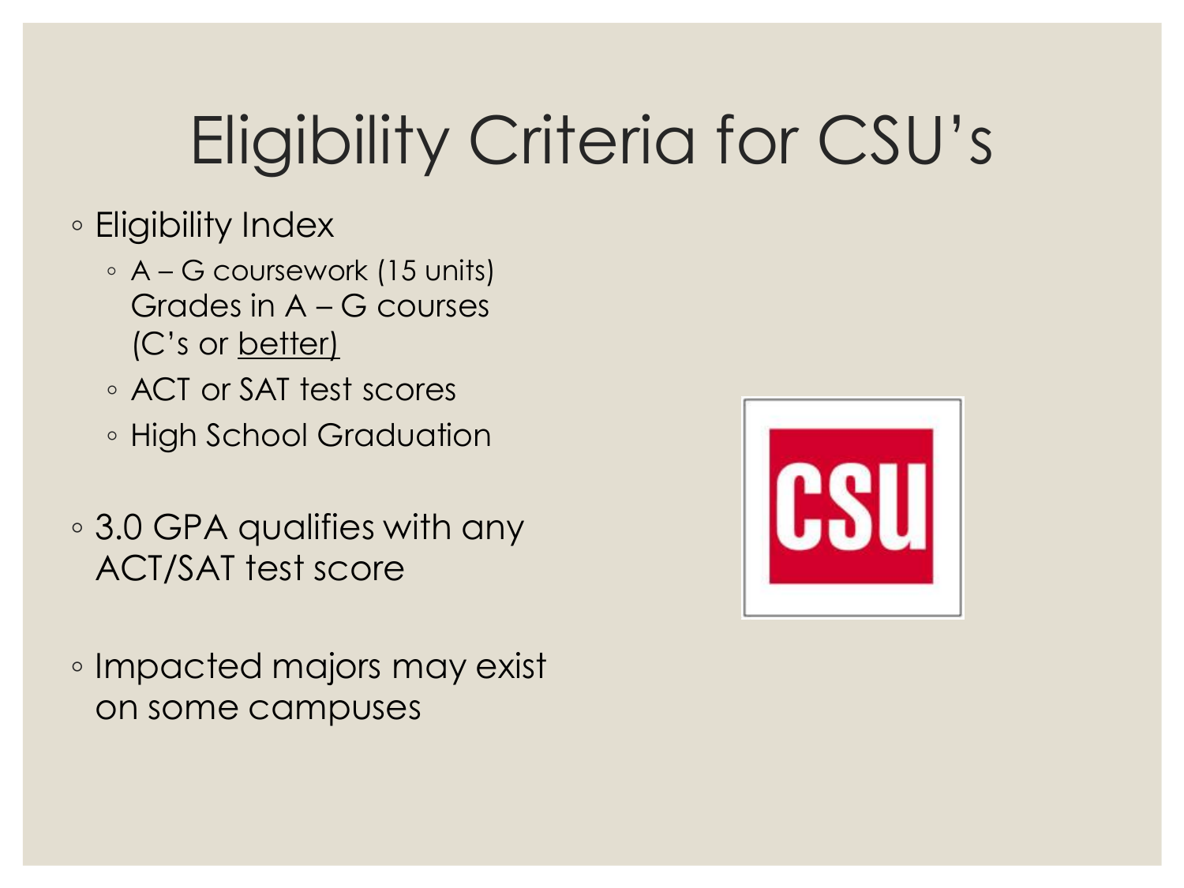# Eligibility Criteria for CSU's

- Eligibility Index
  - A – G coursework (15 units) Grades in A – G courses (C's or better)
  - ACT or SAT test scores
  - High School Graduation
- 3.0 GPA qualifies with any ACT/SAT test score
- Impacted majors may exist on some campuses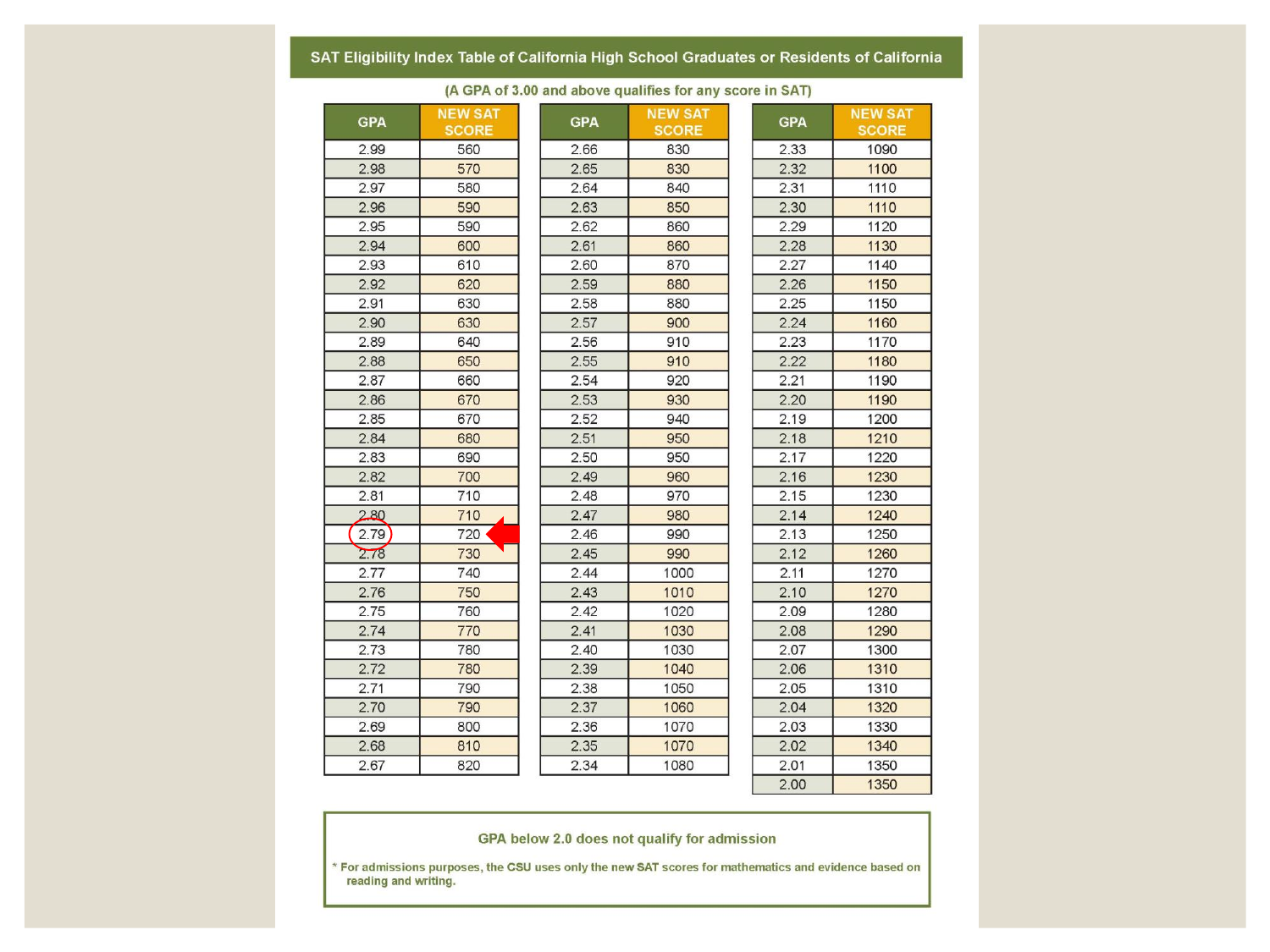## SAT Eligibility Index Table of California High School Graduates or Residents of California

(A GPA of 3.00 and above qualifies for any score in SAT)

| GPA | NEW SAT SCORE | GPA | NEW SAT SCORE | GPA | NEW SAT SCORE |
|---|---|---|---|---|---|
| 2.99 | 560 | 2.66 | 830 | 2.33 | 1090 |
| 2.98 | 570 | 2.65 | 830 | 2.32 | 1100 |
| 2.97 | 580 | 2.64 | 840 | 2.31 | 1110 |
| 2.96 | 590 | 2.63 | 850 | 2.30 | 1110 |
| 2.95 | 590 | 2.62 | 860 | 2.29 | 1120 |
| 2.94 | 600 | 2.61 | 860 | 2.28 | 1130 |
| 2.93 | 610 | 2.60 | 870 | 2.27 | 1140 |
| 2.92 | 620 | 2.59 | 880 | 2.26 | 1150 |
| 2.91 | 630 | 2.58 | 880 | 2.25 | 1150 |
| 2.90 | 630 | 2.57 | 900 | 2.24 | 1160 |
| 2.89 | 640 | 2.56 | 910 | 2.23 | 1170 |
| 2.88 | 650 | 2.55 | 910 | 2.22 | 1180 |
| 2.87 | 660 | 2.54 | 920 | 2.21 | 1190 |
| 2.86 | 670 | 2.53 | 930 | 2.20 | 1190 |
| 2.85 | 670 | 2.52 | 940 | 2.19 | 1200 |
| 2.84 | 680 | 2.51 | 950 | 2.18 | 1210 |
| 2.83 | 690 | 2.50 | 950 | 2.17 | 1220 |
| 2.82 | 700 | 2.49 | 960 | 2.16 | 1230 |
| 2.81 | 710 | 2.48 | 970 | 2.15 | 1230 |
| 2.80 | 710 | 2.47 | 980 | 2.14 | 1240 |
| 2.79 | 720 | 2.46 | 990 | 2.13 | 1250 |
| 2.78 | 730 | 2.45 | 990 | 2.12 | 1260 |
| 2.77 | 740 | 2.44 | 1000 | 2.11 | 1270 |
| 2.76 | 750 | 2.43 | 1010 | 2.10 | 1270 |
| 2.75 | 760 | 2.42 | 1020 | 2.09 | 1280 |
| 2.74 | 770 | 2.41 | 1030 | 2.08 | 1290 |
| 2.73 | 780 | 2.40 | 1030 | 2.07 | 1300 |
| 2.72 | 780 | 2.39 | 1040 | 2.06 | 1310 |
| 2.71 | 790 | 2.38 | 1050 | 2.05 | 1310 |
| 2.70 | 790 | 2.37 | 1060 | 2.04 | 1320 |
| 2.69 | 800 | 2.36 | 1070 | 2.03 | 1330 |
| 2.68 | 810 | 2.35 | 1070 | 2.02 | 1340 |
| 2.67 | 820 | 2.34 | 1080 | 2.01 | 1350 |
| | | | | 2.00 | 1350 |

GPA below 2.0 does not qualify for admission

* For admissions purposes, the CSU uses only the new SAT scores for mathematics and evidence based on reading and writing.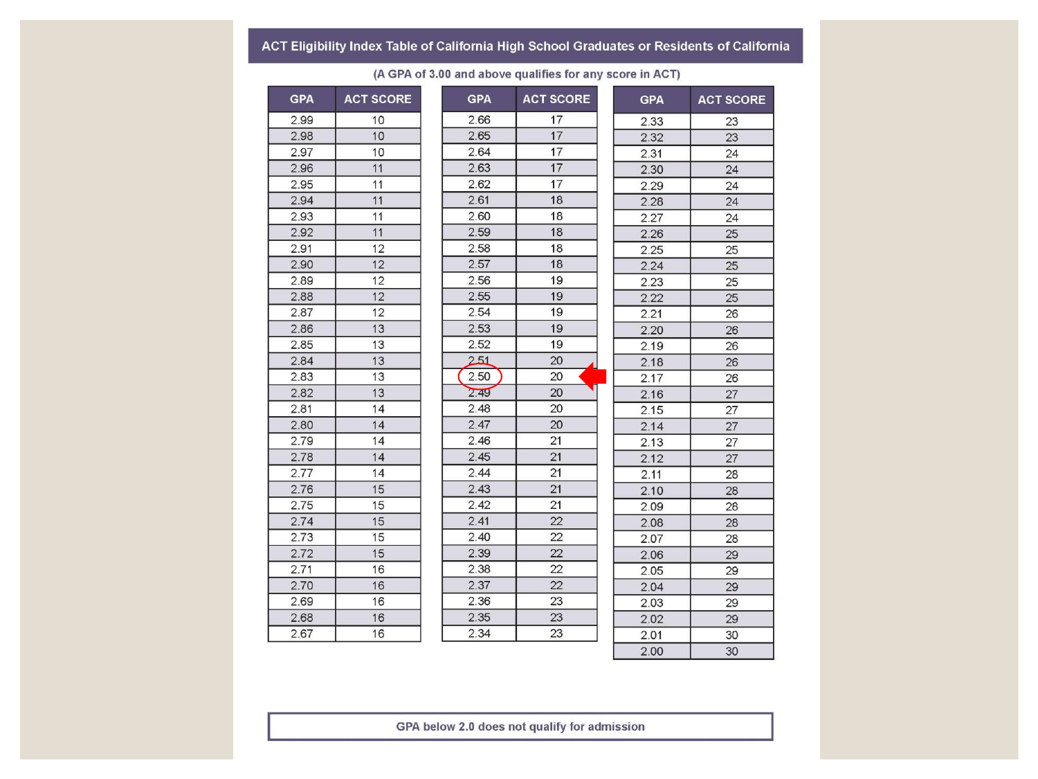# ACT Eligibility Index Table of California High School Graduates or Residents of California

(A GPA of 3.00 and above qualifies for any score in ACT)

| GPA | ACT SCORE | GPA | ACT SCORE | GPA | ACT SCORE |
|---|---|---|---|---|---|
| 2.99 | 10 | 2.66 | 17 | 2.33 | 23 |
| 2.98 | 10 | 2.65 | 17 | 2.32 | 23 |
| 2.97 | 10 | 2.64 | 17 | 2.31 | 24 |
| 2.96 | 11 | 2.63 | 17 | 2.30 | 24 |
| 2.95 | 11 | 2.62 | 17 | 2.29 | 24 |
| 2.94 | 11 | 2.61 | 18 | 2.28 | 24 |
| 2.93 | 11 | 2.60 | 18 | 2.27 | 24 |
| 2.92 | 11 | 2.59 | 18 | 2.26 | 25 |
| 2.91 | 12 | 2.58 | 18 | 2.25 | 25 |
| 2.90 | 12 | 2.57 | 18 | 2.24 | 25 |
| 2.89 | 12 | 2.56 | 19 | 2.23 | 25 |
| 2.88 | 12 | 2.55 | 19 | 2.22 | 25 |
| 2.87 | 12 | 2.54 | 19 | 2.21 | 26 |
| 2.86 | 13 | 2.53 | 19 | 2.20 | 26 |
| 2.85 | 13 | 2.52 | 19 | 2.19 | 26 |
| 2.84 | 13 | 2.51 | 20 | 2.18 | 26 |
| 2.83 | 13 | 2.50 | 20 | 2.17 | 26 |
| 2.82 | 13 | 2.49 | 20 | 2.16 | 27 |
| 2.81 | 14 | 2.48 | 20 | 2.15 | 27 |
| 2.80 | 14 | 2.47 | 20 | 2.14 | 27 |
| 2.79 | 14 | 2.46 | 21 | 2.13 | 27 |
| 2.78 | 14 | 2.45 | 21 | 2.12 | 27 |
| 2.77 | 14 | 2.44 | 21 | 2.11 | 28 |
| 2.76 | 15 | 2.43 | 21 | 2.10 | 28 |
| 2.75 | 15 | 2.42 | 21 | 2.09 | 28 |
| 2.74 | 15 | 2.41 | 22 | 2.08 | 28 |
| 2.73 | 15 | 2.40 | 22 | 2.07 | 28 |
| 2.72 | 15 | 2.39 | 22 | 2.06 | 29 |
| 2.71 | 16 | 2.38 | 22 | 2.05 | 29 |
| 2.70 | 16 | 2.37 | 22 | 2.04 | 29 |
| 2.69 | 16 | 2.36 | 23 | 2.03 | 29 |
| 2.68 | 16 | 2.35 | 23 | 2.02 | 29 |
| 2.67 | 16 | 2.34 | 23 | 2.01 | 30 |
| | | | | 2.00 | 30 |

GPA below 2.0 does not qualify for admission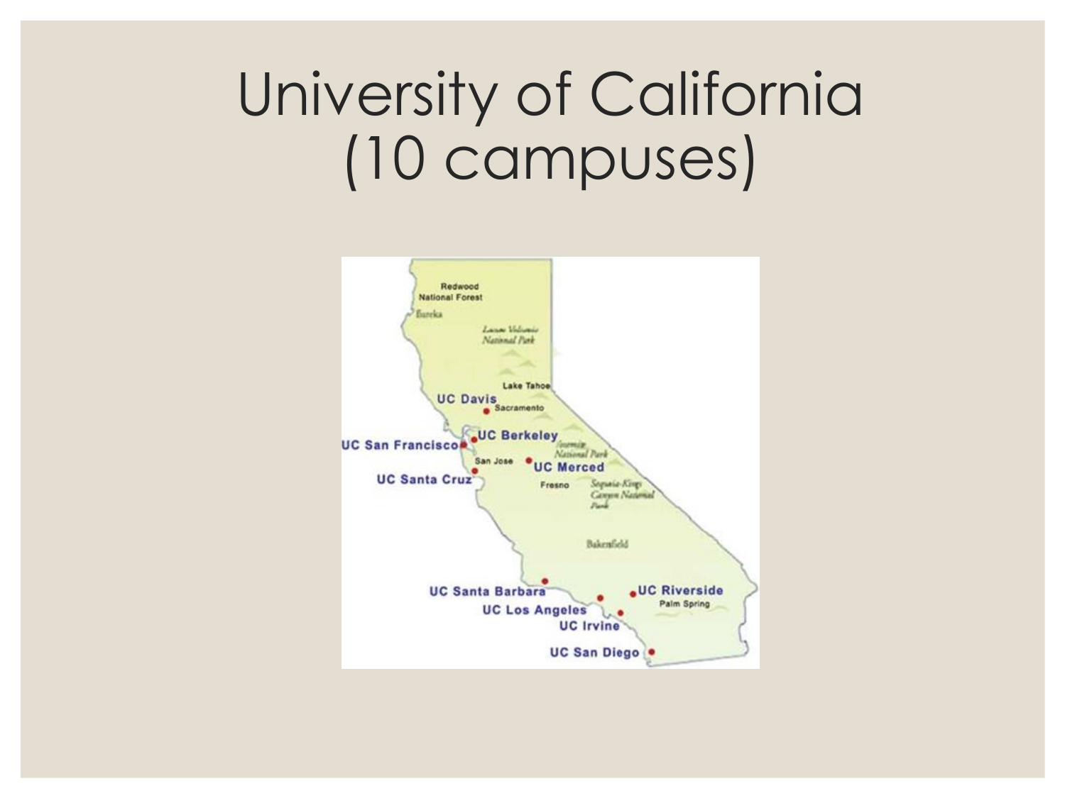# University of California (10 campuses)

Redwood National Forest

Eureka

Lassen Volcanic National Park

Lake Tahoe

UC Davis

Sacramento

UC Berkeley

UC San Francisco

Yosemite National Park

San Jose

UC Merced

UC Santa Cruz

Fresno

Sequoia-Kings Canyon National Park

Bakersfield

UC Santa Barbara

UC Riverside

Palm Spring

UC Los Angeles

UC Irvine

UC San Diego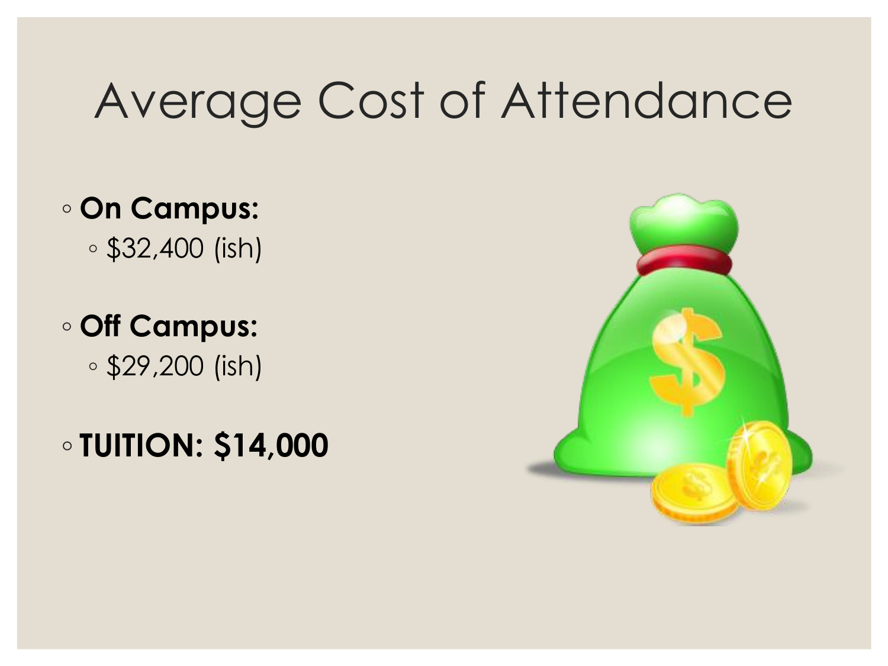# Average Cost of Attendance

- **On Campus:**
  - $32,400 (ish)
- **Off Campus:**
  - $29,200 (ish)
- **TUITION: $14,000**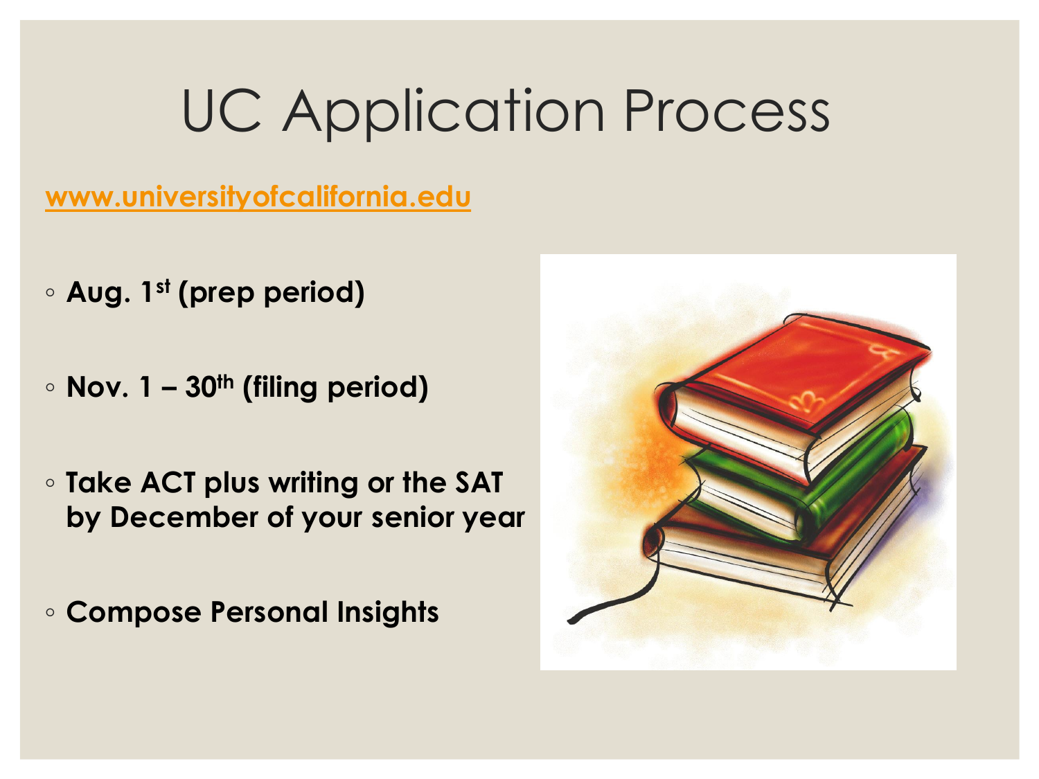# UC Application Process

[www.universityofcalifornia.edu](http://www.universityofcalifornia.edu)

- **Aug. 1st (prep period)**
- **Nov. 1 – 30th (filing period)**
- **Take ACT plus writing or the SAT by December of your senior year**
- **Compose Personal Insights**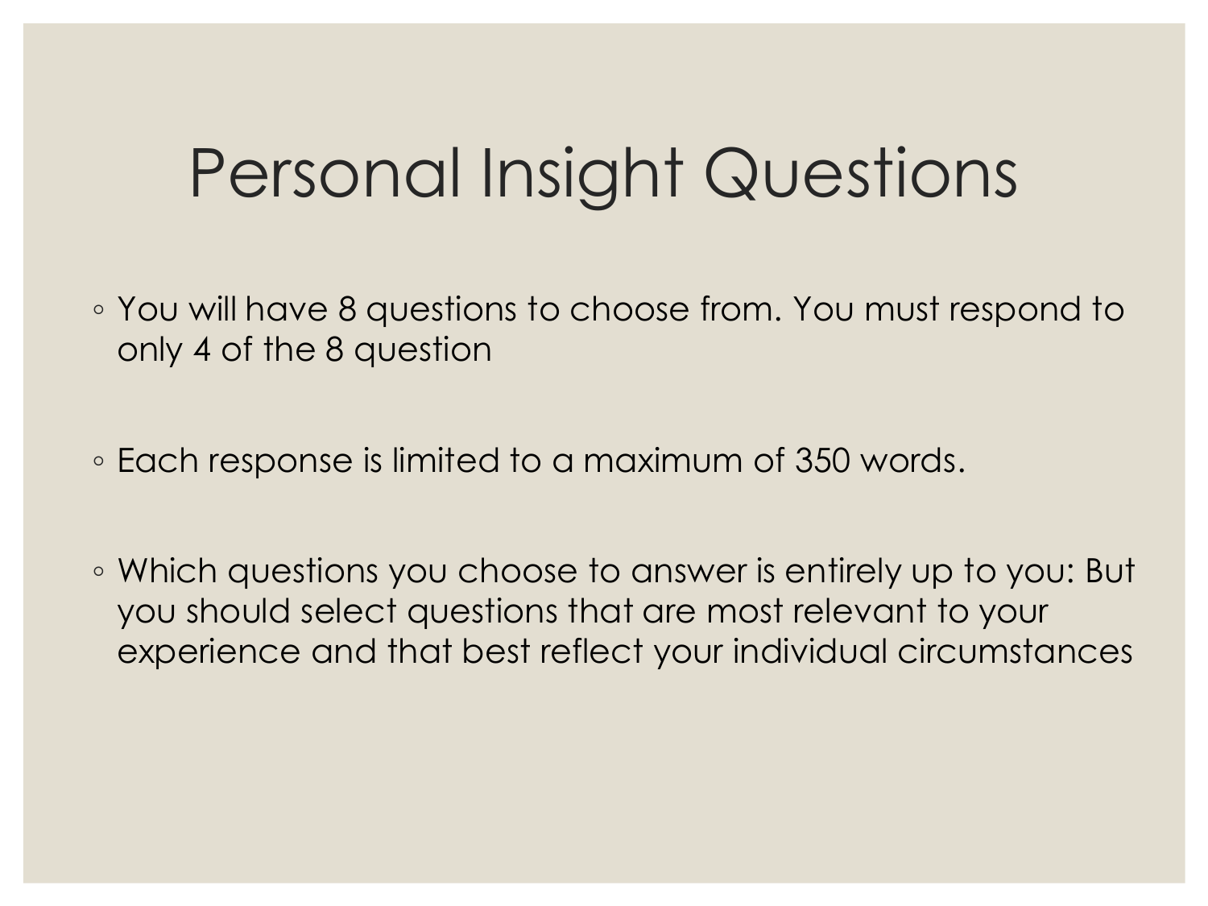# Personal Insight Questions

- You will have 8 questions to choose from. You must respond to only 4 of the 8 question
- Each response is limited to a maximum of 350 words.
- Which questions you choose to answer is entirely up to you: But you should select questions that are most relevant to your experience and that best reflect your individual circumstances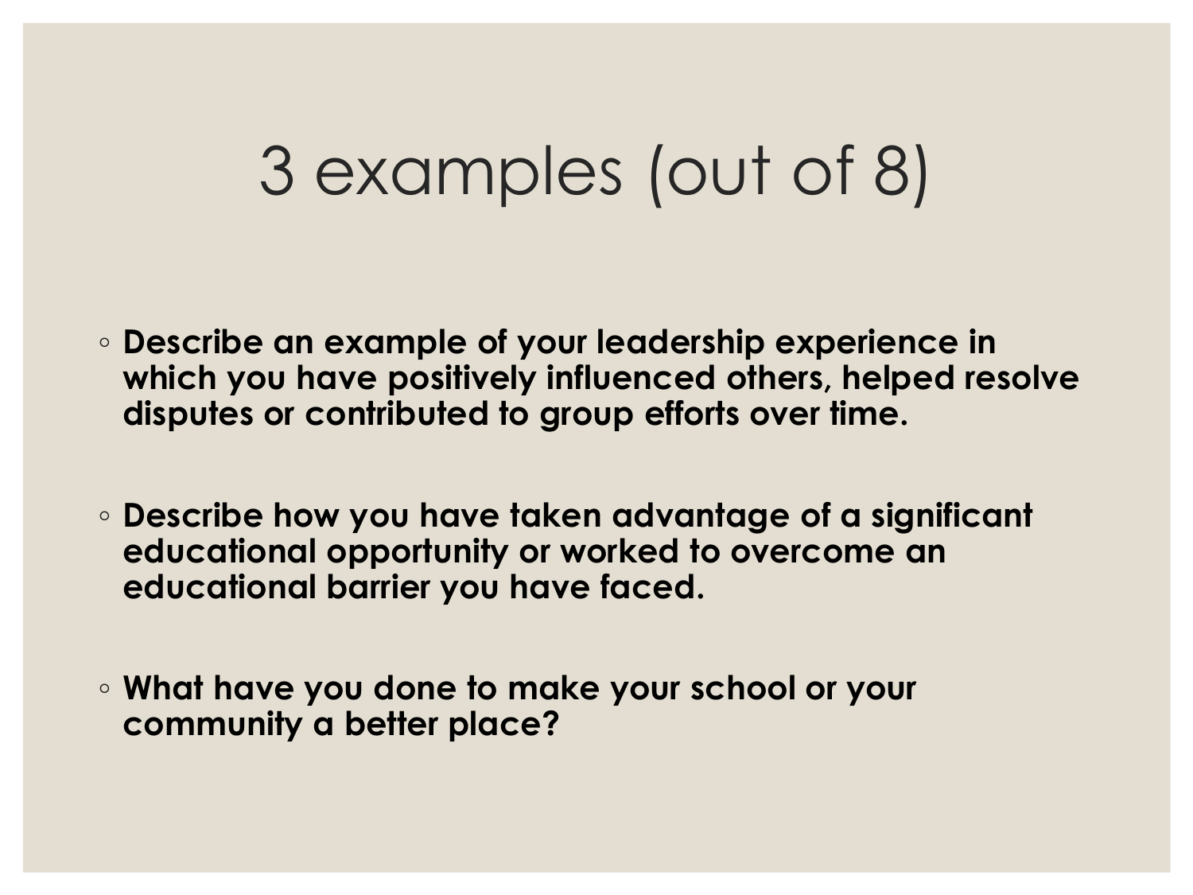# 3 examples (out of 8)

- **Describe an example of your leadership experience in which you have positively influenced others, helped resolve disputes or contributed to group efforts over time.**

- **Describe how you have taken advantage of a significant educational opportunity or worked to overcome an educational barrier you have faced.**

- **What have you done to make your school or your community a better place?**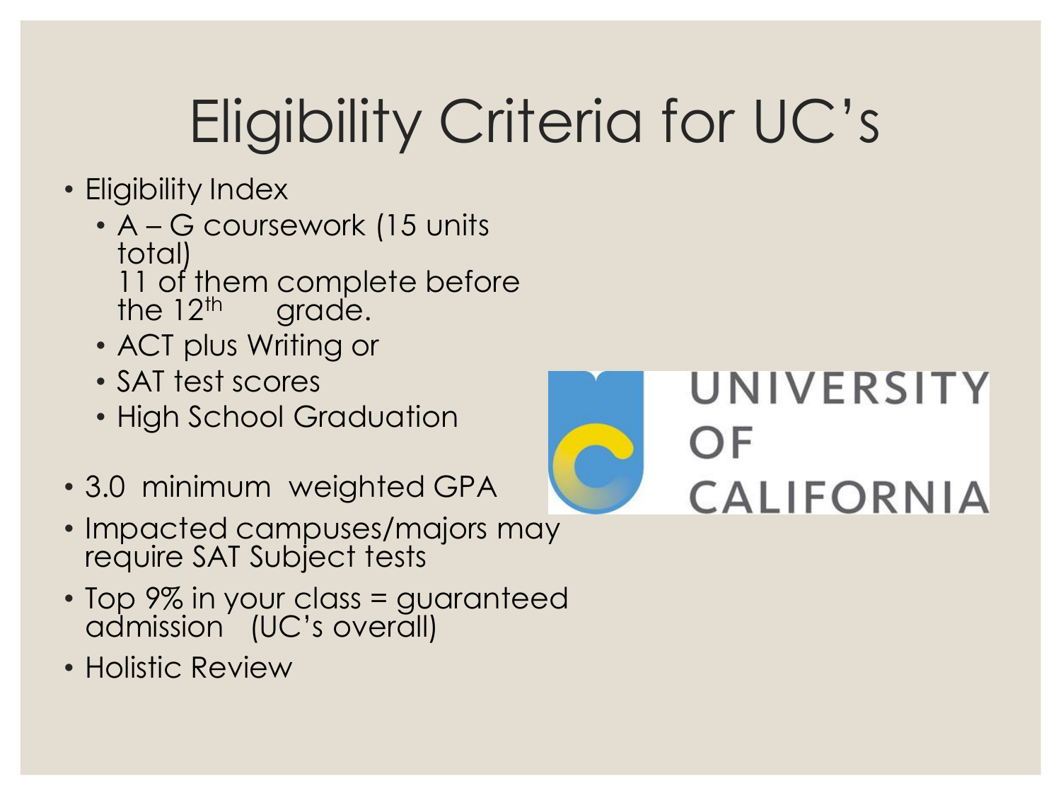# Eligibility Criteria for UC's

- Eligibility Index
  - A – G coursework (15 units total)
    11 of them complete before the 12th grade.
  - ACT plus Writing or
  - SAT test scores
  - High School Graduation
- 3.0 minimum weighted GPA
- Impacted campuses/majors may require SAT Subject tests
- Top 9% in your class = guaranteed admission (UC's overall)
- Holistic Review

UNIVERSITY OF CALIFORNIA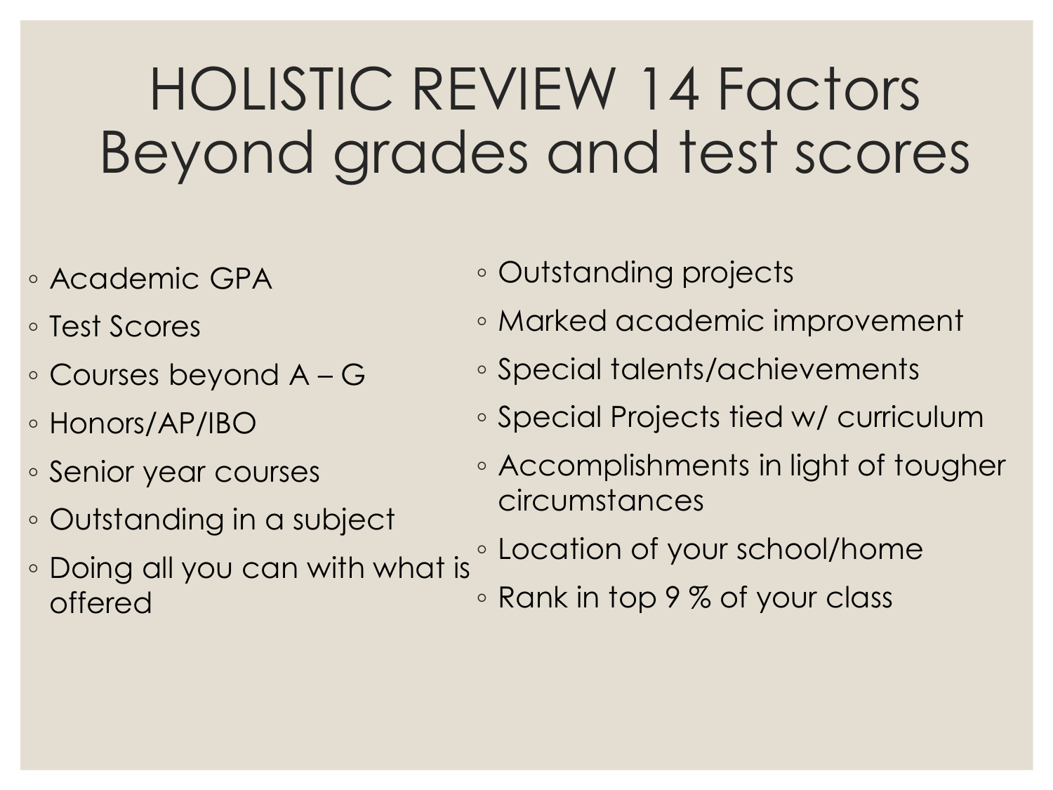# HOLISTIC REVIEW 14 Factors Beyond grades and test scores

- Academic GPA
- Test Scores
- Courses beyond A – G
- Honors/AP/IBO
- Senior year courses
- Outstanding in a subject
- Doing all you can with what is offered
- Outstanding projects
- Marked academic improvement
- Special talents/achievements
- Special Projects tied w/ curriculum
- Accomplishments in light of tougher circumstances
- Location of your school/home
- Rank in top 9 % of your class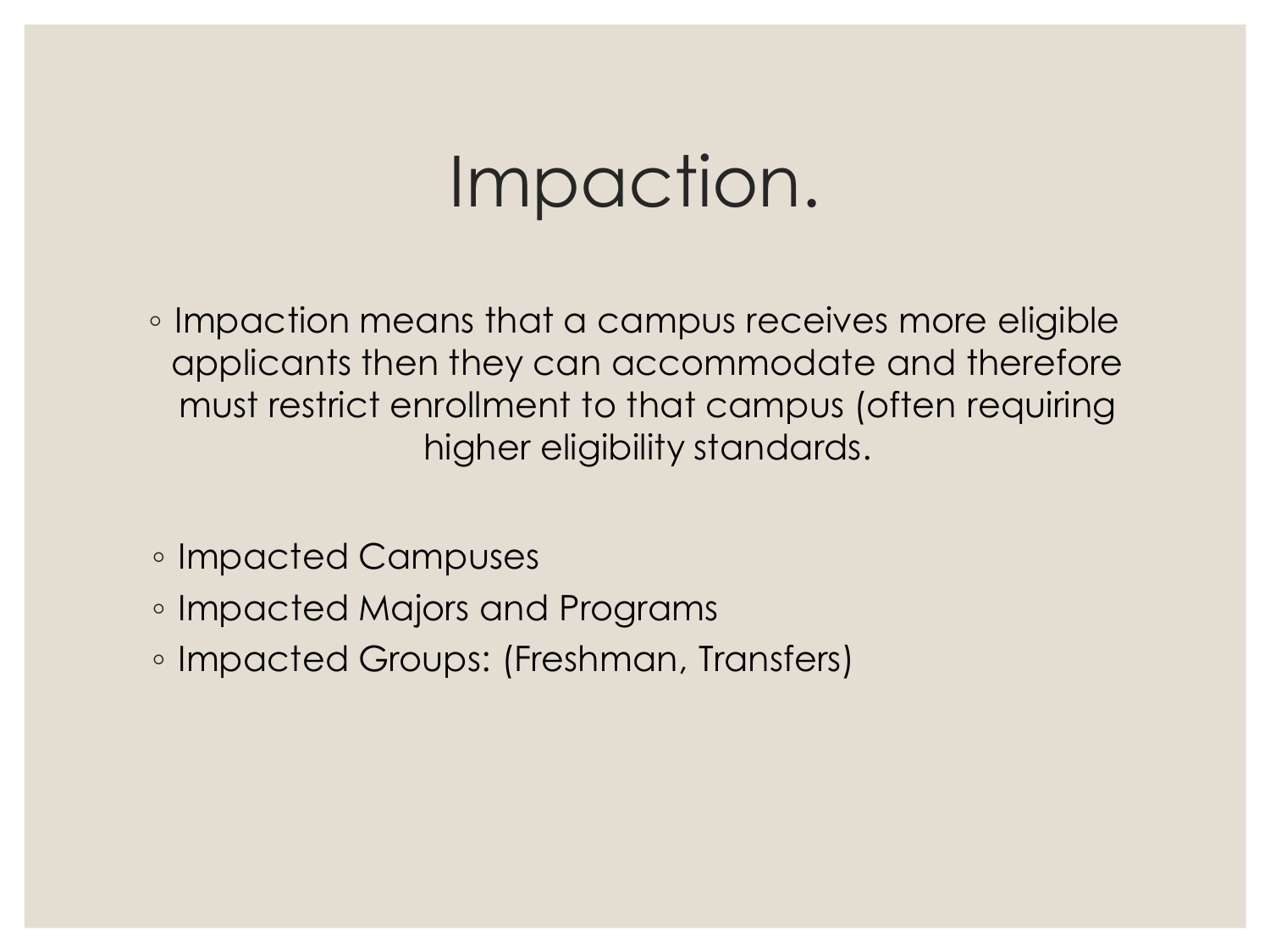# Impaction.

- Impaction means that a campus receives more eligible applicants then they can accommodate and therefore must restrict enrollment to that campus (often requiring higher eligibility standards.

- Impacted Campuses
- Impacted Majors and Programs
- Impacted Groups: (Freshman, Transfers)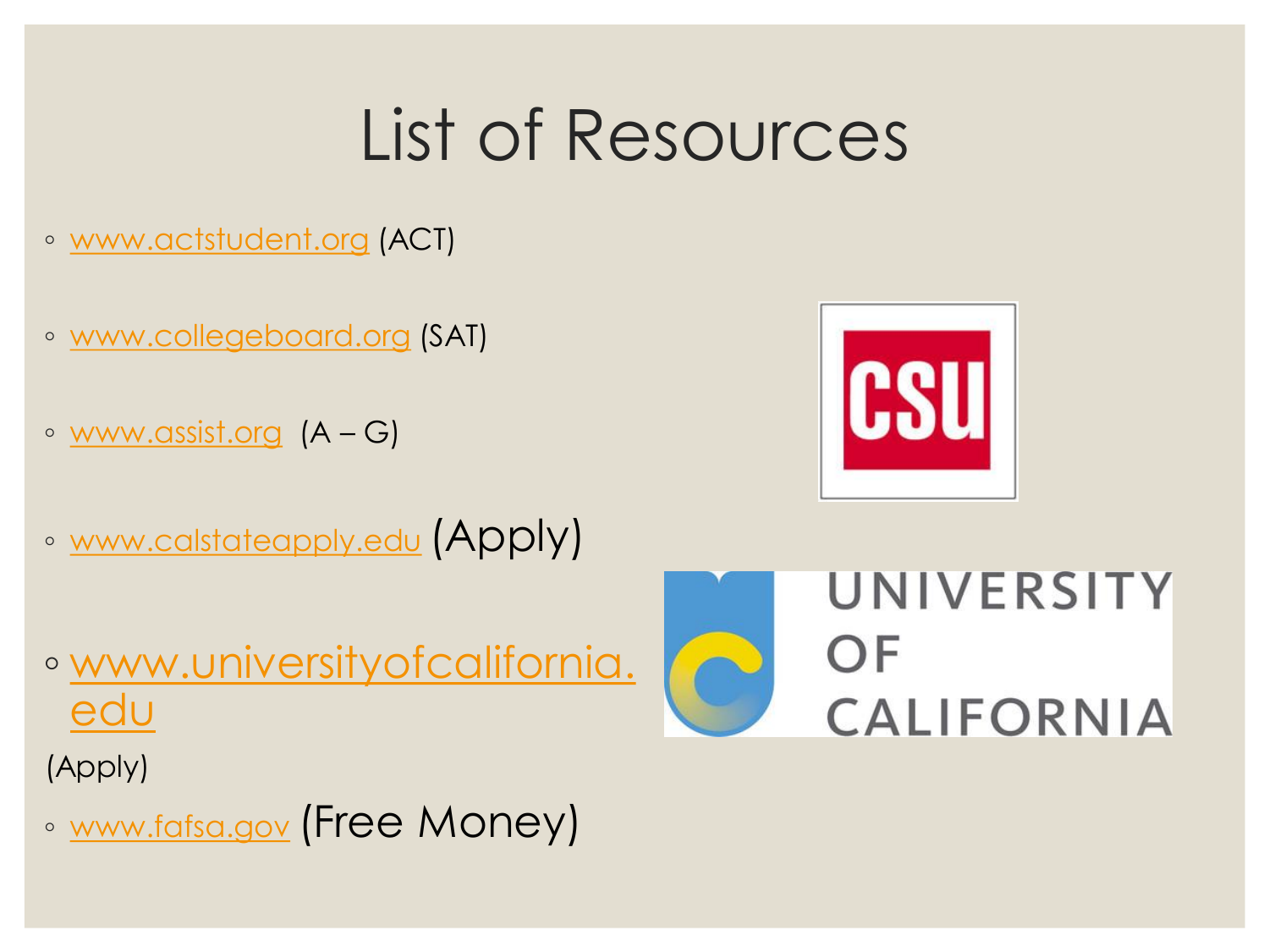# List of Resources

- www.actstudent.org (ACT)
- www.collegeboard.org (SAT)
- www.assist.org (A – G)
- www.calstateapply.edu (Apply)
- www.universityofcalifornia.edu

(Apply)

- www.fafsa.gov (Free Money)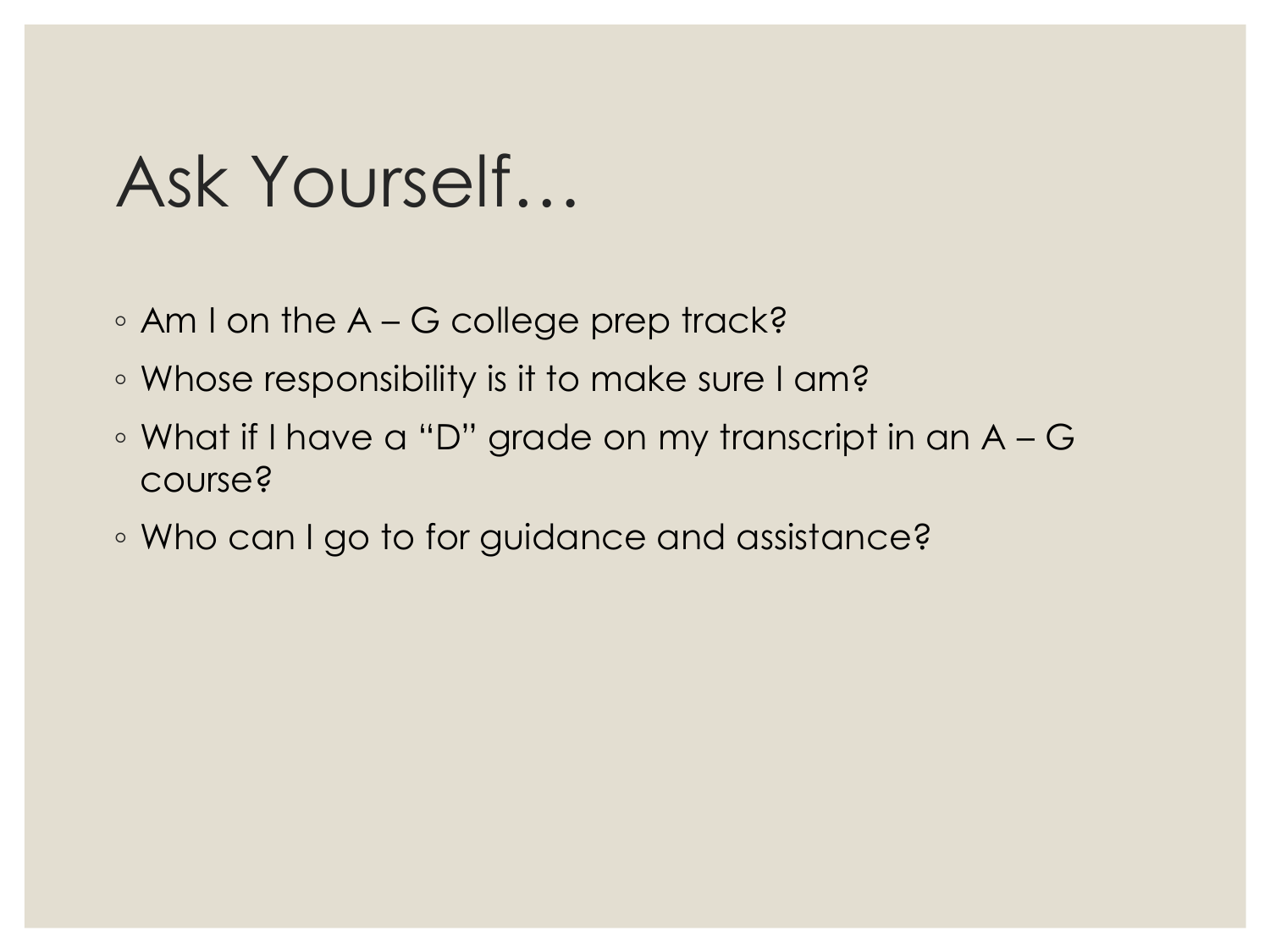# Ask Yourself…

- Am I on the A – G college prep track?
- Whose responsibility is it to make sure I am?
- What if I have a “D” grade on my transcript in an A – G course?
- Who can I go to for guidance and assistance?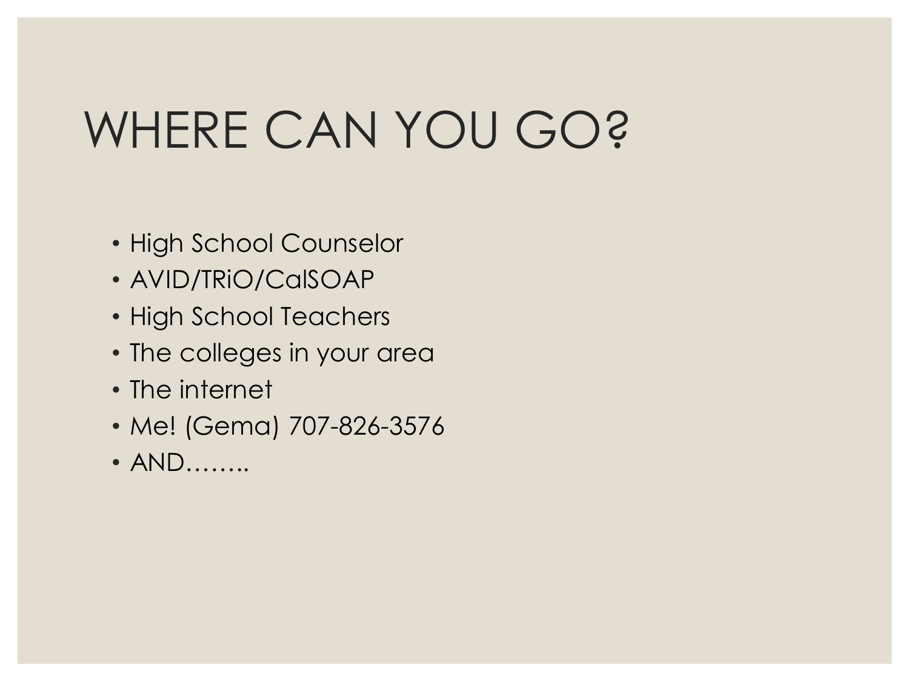# WHERE CAN YOU GO?

- High School Counselor
- AVID/TRiO/CalSOAP
- High School Teachers
- The colleges in your area
- The internet
- Me! (Gema) 707-826-3576
- AND……..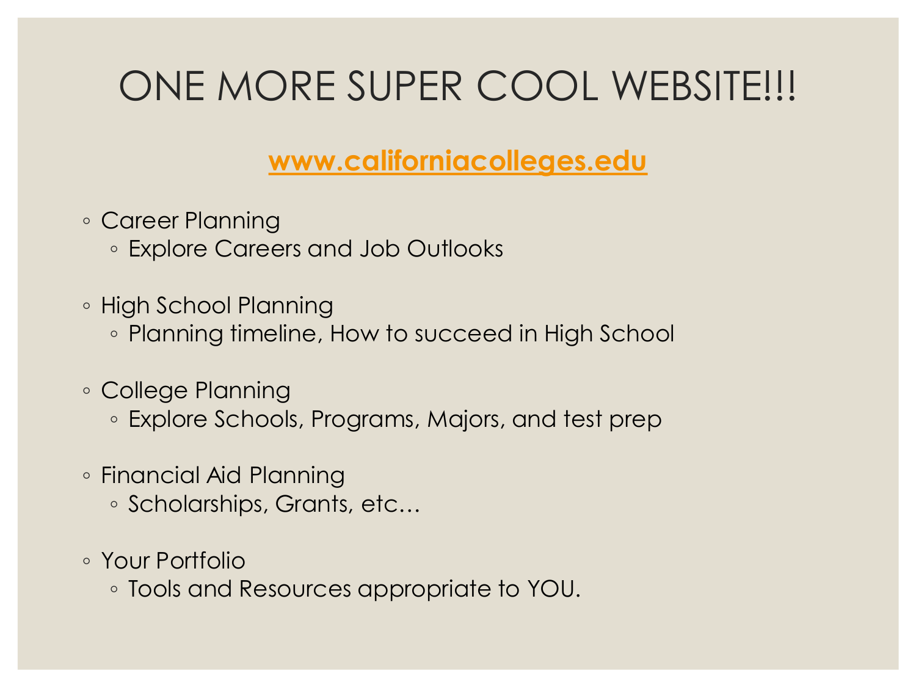# ONE MORE SUPER COOL WEBSITE!!!

**[www.californiacolleges.edu](http://www.californiacolleges.edu)**

- Career Planning
  - Explore Careers and Job Outlooks
- High School Planning
  - Planning timeline, How to succeed in High School
- College Planning
  - Explore Schools, Programs, Majors, and test prep
- Financial Aid Planning
  - Scholarships, Grants, etc…
- Your Portfolio
  - Tools and Resources appropriate to YOU.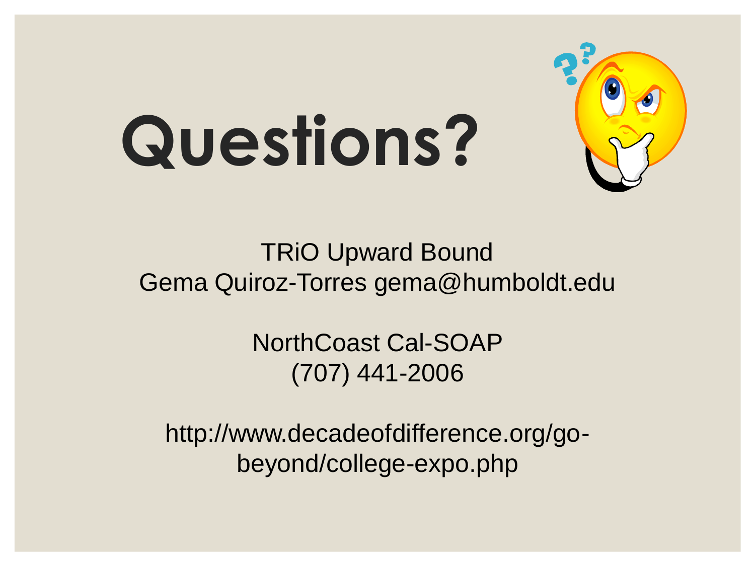# Questions?

TRiO Upward Bound
Gema Quiroz-Torres gema@humboldt.edu

NorthCoast Cal-SOAP
(707) 441-2006

http://www.decadeofdifference.org/go-beyond/college-expo.php